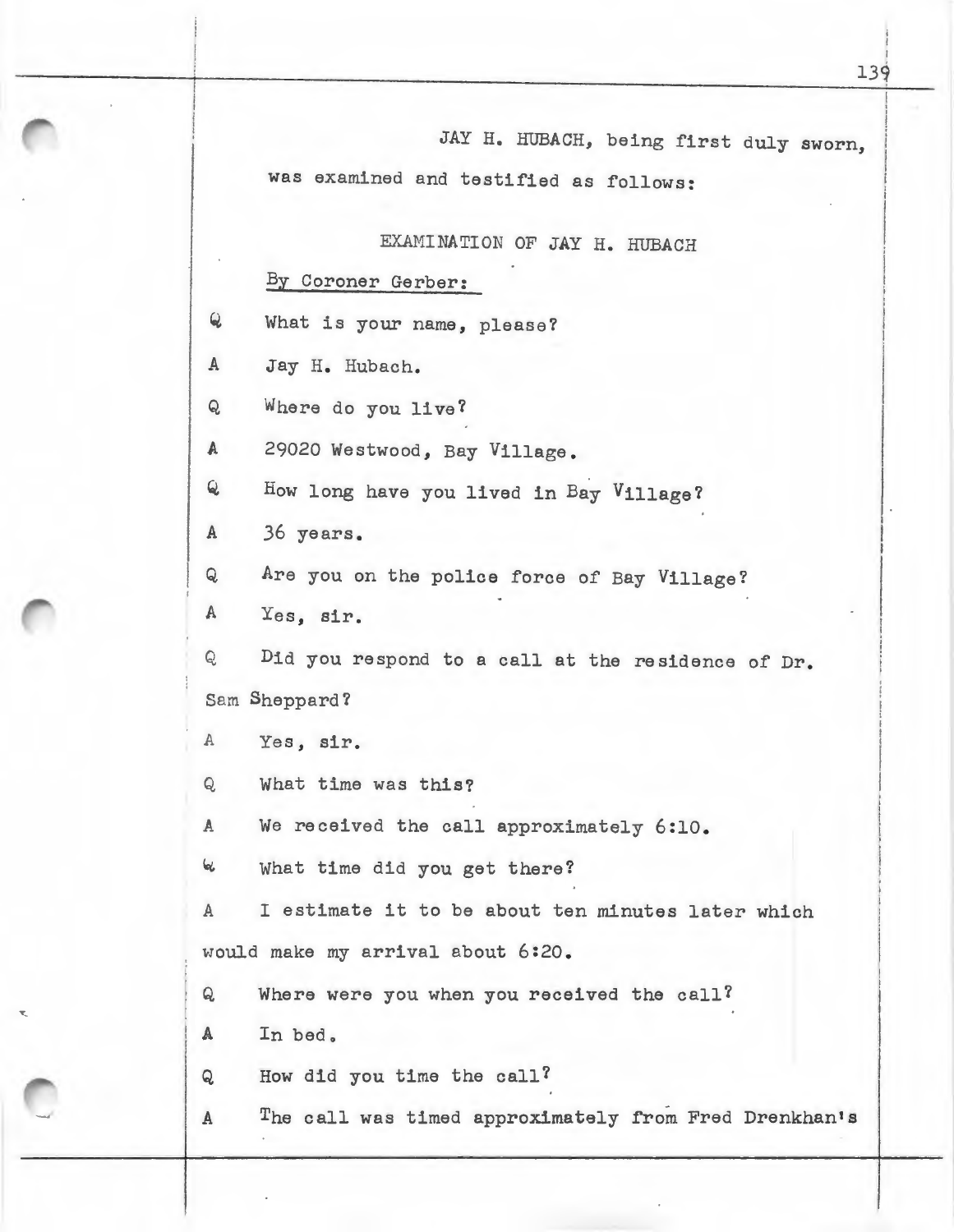JAY H. HUBACH, being first duly sworn, was examined and testified as follows:

EXAMINATION OF JAY H. HUBACH

By Coroner Gerber:

Q What is your name, please?

A Jay H. Hubach.

Q Where do you live?

A 29020 Westwood, Bay Village.

Q How long have you lived in Bay Village?

A 36 years.

Q Are you on the police force of Bay Village?

A Yes, sir.

Q Did you respond to a call at the residence of Dr. Sam Sheppard?

A Yes, sir.

Q What time was this?

A We received the call approximately 6:10.

Q What time did you get there?

A I estimate it to be about ten minutes later which would make my arrival about 6:20.

Q Where were you when you received the call?

A In bed.

Q How did you time the call?

A The call was timed approximately from Fred Drenkhan's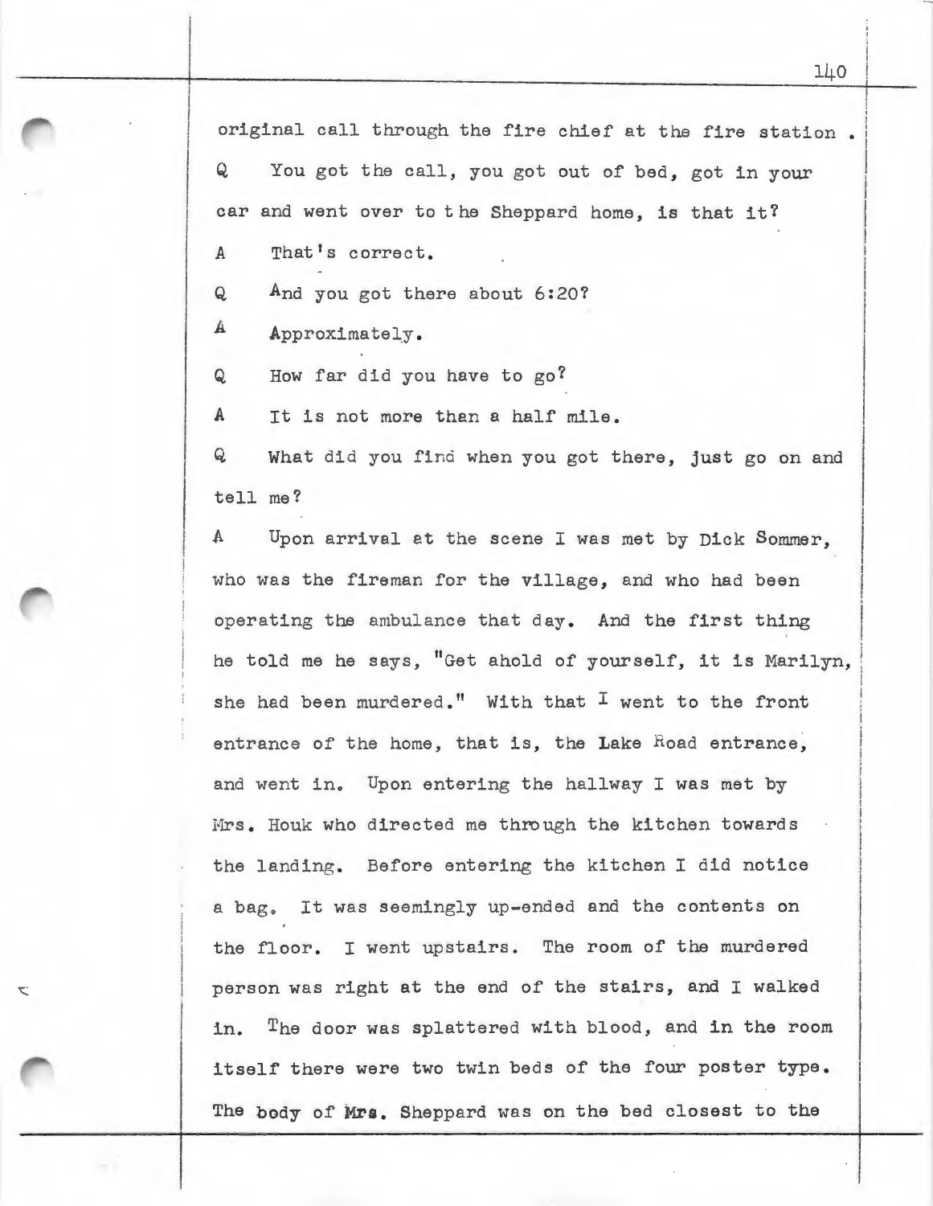original call through the fire chief at the fire station .

Q You got the call, you got out of bed, got in your car and went over to the Sheppard home, is that it?

A That's correct.

Q And you got there about 6:20?

A Approximately.

Q How far did you have to go?

A It is not more than a half mile.

Q What did you find when you got there, just go on and tell me?

A Upon arrival at the scene I was met by Dick Sommer, who was the fireman for the village, and who had been operating the ambulance that day. And the first thing he told me he says, "Get ahold of yourself, it is Marilyn, she had been murdered." With that I went to the front entrance of the home, that is, the Lake Road entrance, and went in. Upon entering the hallway I was met by Mrs. Houk who directed me through the kitchen towards the landing. Before entering the kitchen I did notice a bag. It was seemingly up-ended and the contents on the floor. I went upstairs. The room of the murdered person was right at the end of the stairs, and I walked in. The door was splattered with blood, and in the room itself there were two twin beds of the four poster type. The body of Mrs. Sheppard was on the bed closest to the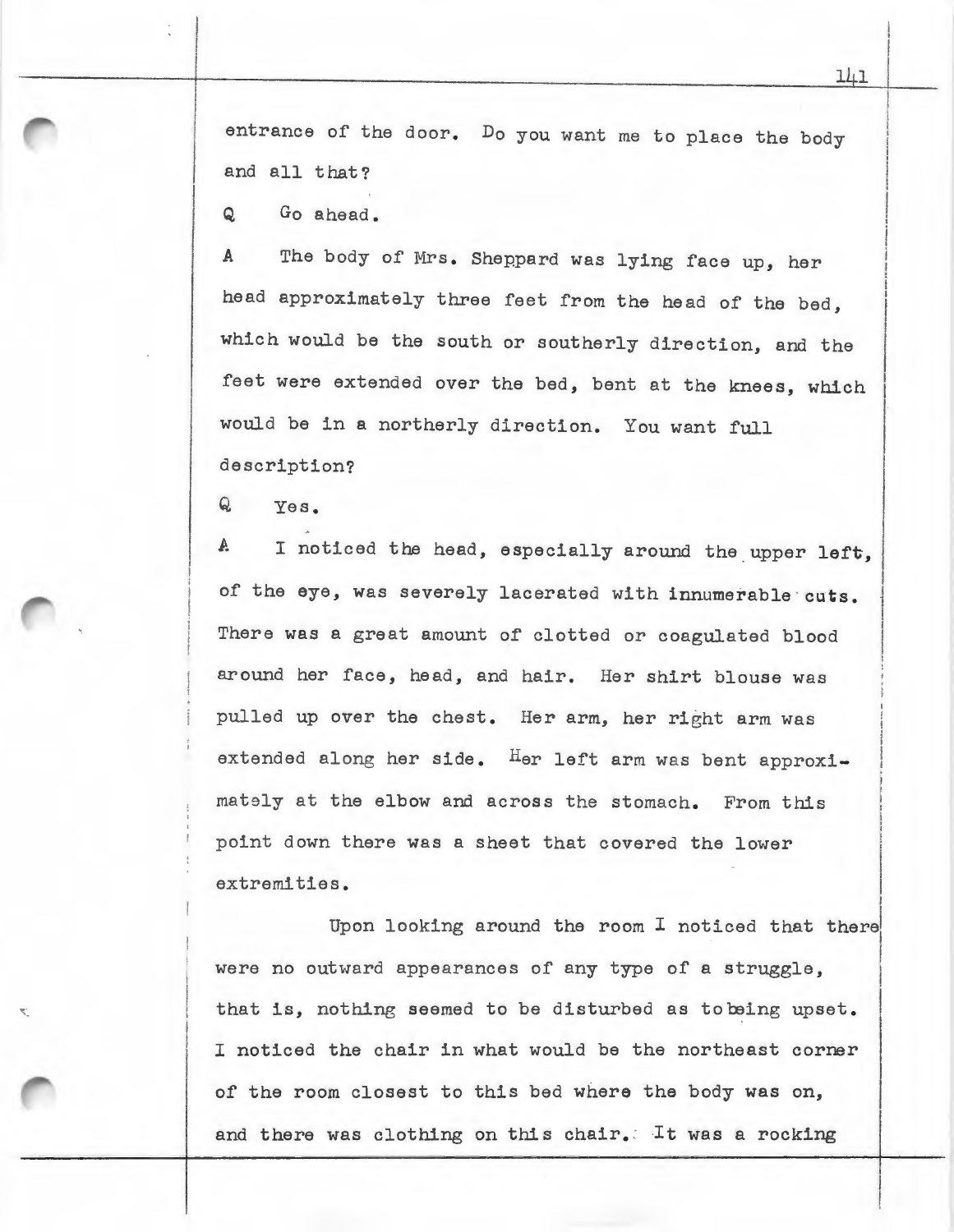entrance of the door. Do you want me to place the body and all that?

Q Go ahead.

A The body of Mrs. Sheppard was lying face up, her head approximately three feet from the head of the bed, which would be the south or southerly direction, and the feet were extended over the bed, bent at the knees, which would be in a northerly direction. You want full description?

Q Yes.

A I noticed the head, especially around the upper left, of the eye, was severely lacerated with innumerable cuts. There was a great amount of clotted or coagulated blood around her face, head, and hair. Her shirt blouse was pulled up over the chest. Her arm, her right arm was extended along her side. Her left arm was bent approximately at the elbow and across the stomach. From this point down there was a sheet that covered the lower extremities.

Upon looking around the room I noticed that there were no outward appearances of any type of a struggle, that is, nothing seemed to be disturbed as to being upset. I noticed the chair in what would be the northeast corner of the room closest to this bed where the body was on, and there was clothing on this chair. It was a rocking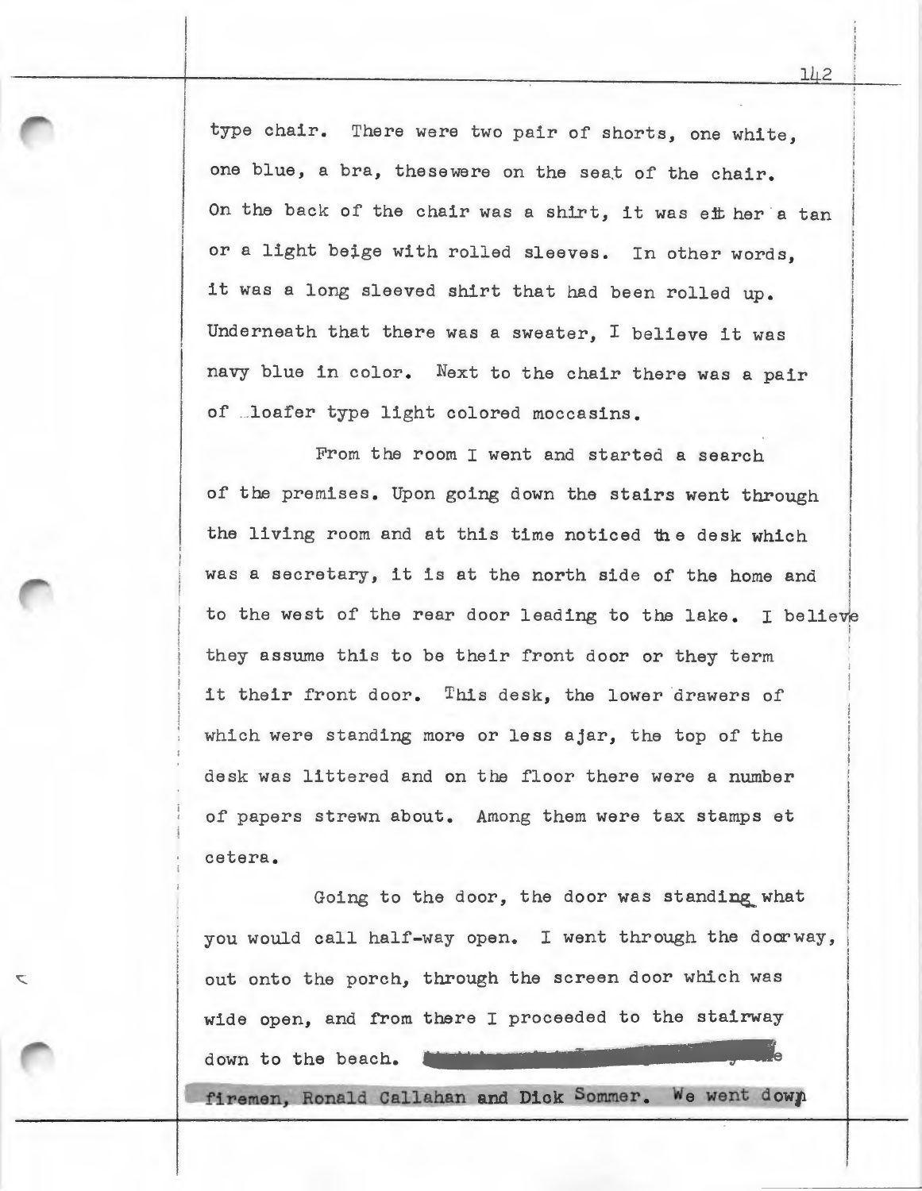type chair. There were two pair of shorts, one white, one blue, a bra, thesewere on the seat of the chair. On the back of the chair was a shirt, it was either a tan or a light beige with rolled sleeves. In other words, it was a long sleeved shirt that had been rolled up. Underneath that there was a sweater, I believe it was navy blue in color. Next to the chair there was a pair of loafer type light colored moccasins.

From the room I went and started a search of the premises. Upon going down the stairs went through the living room and at this time noticed the desk which was a secretary, it is at the north side of the home and to the west of the rear door leading to the lake. I believe they assume this to be their front door or they term it their front door. This desk, the lower drawers of which were standing more or less ajar, the top of the desk was littered and on the floor there were a number of papers strewn about. Among them were tax stamps et cetera.

Going to the door, the door was standing what you would call half-way open. I went through the doorway, out onto the porch, through the screen door which was wide open, and from there I proceeded to the stairway down to the beach. [redacted] e firemen, Ronald Callahan and Dick Sommer. We went down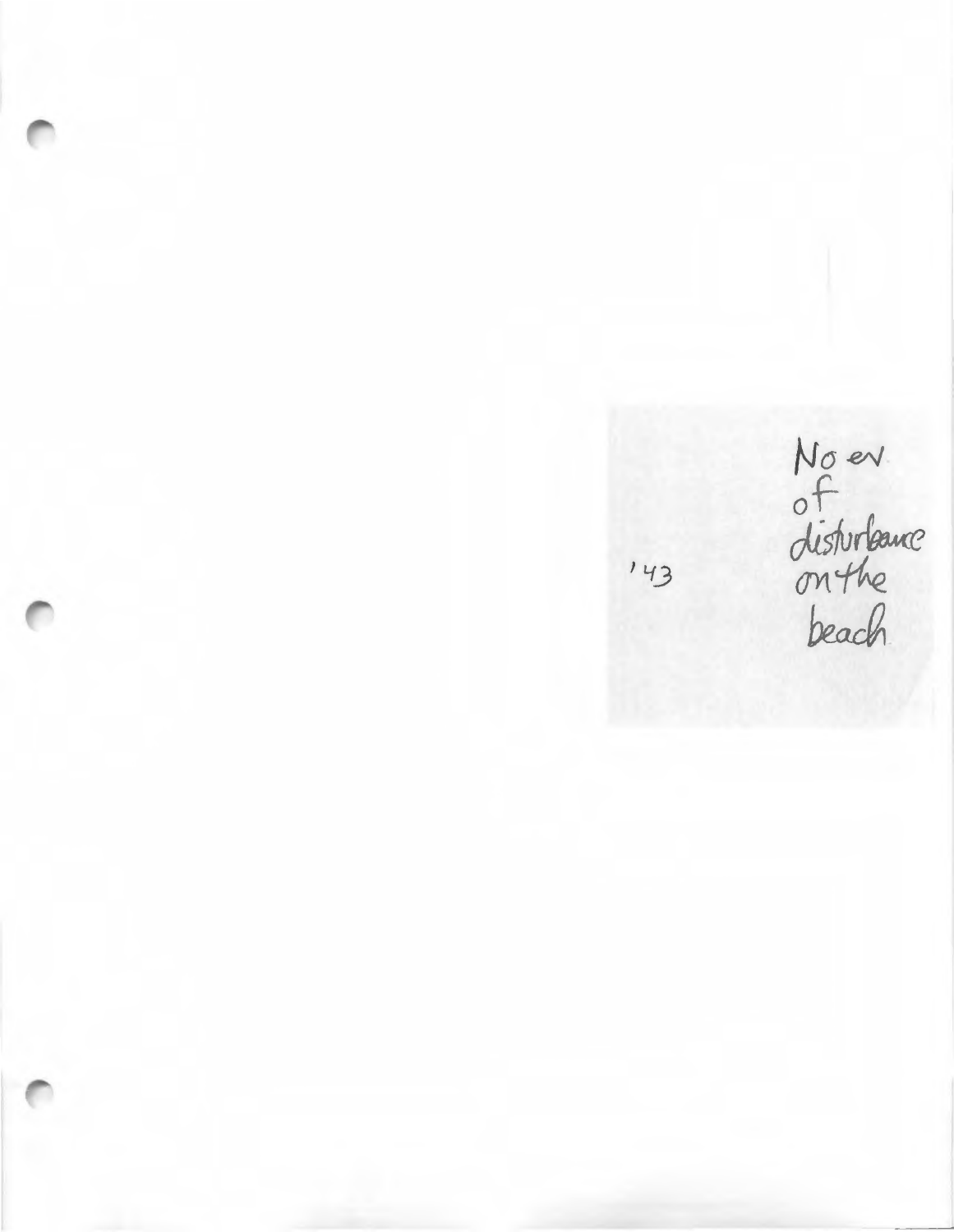'43

No ev.
of
disturbance
on the
beach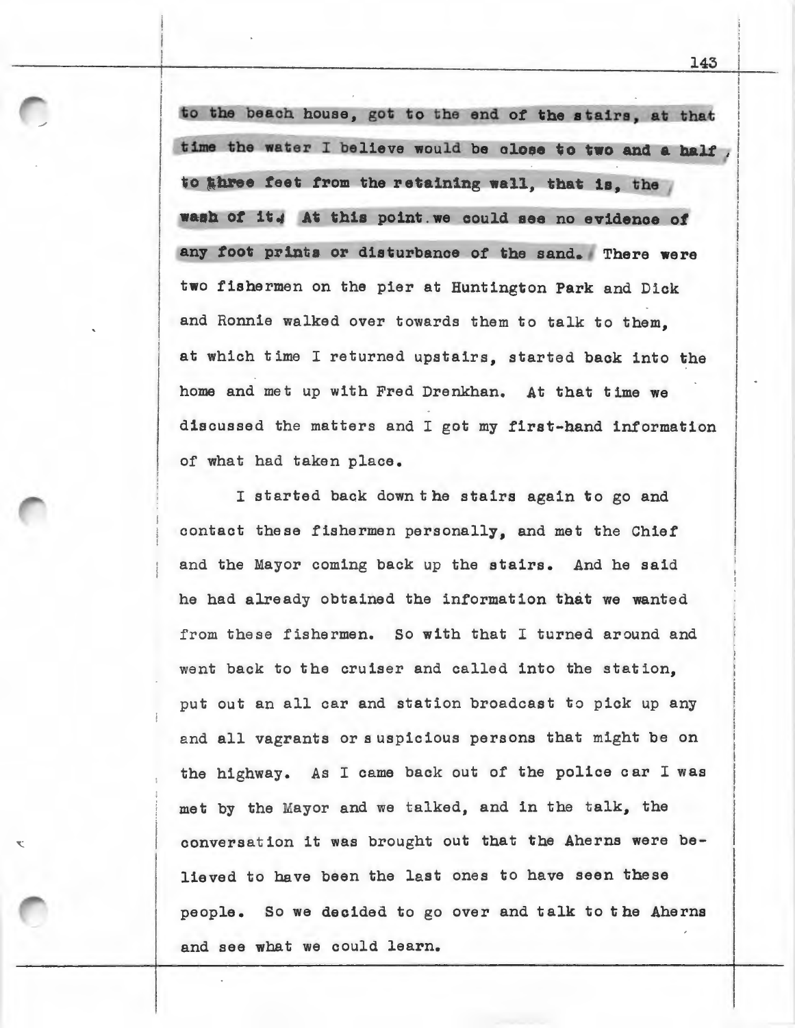to the beach house, got to the end of the stairs, at that time the water I believe would be close to two and a half to three feet from the retaining wall, that is, the wash of it. At this point we could see no evidence of any foot prints or disturbance of the sand. There were two fishermen on the pier at Huntington Park and Dick and Ronnie walked over towards them to talk to them, at which time I returned upstairs, started back into the home and met up with Fred Drenkhan. At that time we discussed the matters and I got my first-hand information of what had taken place.

I started back down the stairs again to go and contact these fishermen personally, and met the Chief and the Mayor coming back up the stairs. And he said he had already obtained the information that we wanted from these fishermen. So with that I turned around and went back to the cruiser and called into the station, put out an all car and station broadcast to pick up any and all vagrants or suspicious persons that might be on the highway. As I came back out of the police car I was met by the Mayor and we talked, and in the talk, the conversation it was brought out that the Aherns were believed to have been the last ones to have seen these people. So we decided to go over and talk to the Aherns and see what we could learn.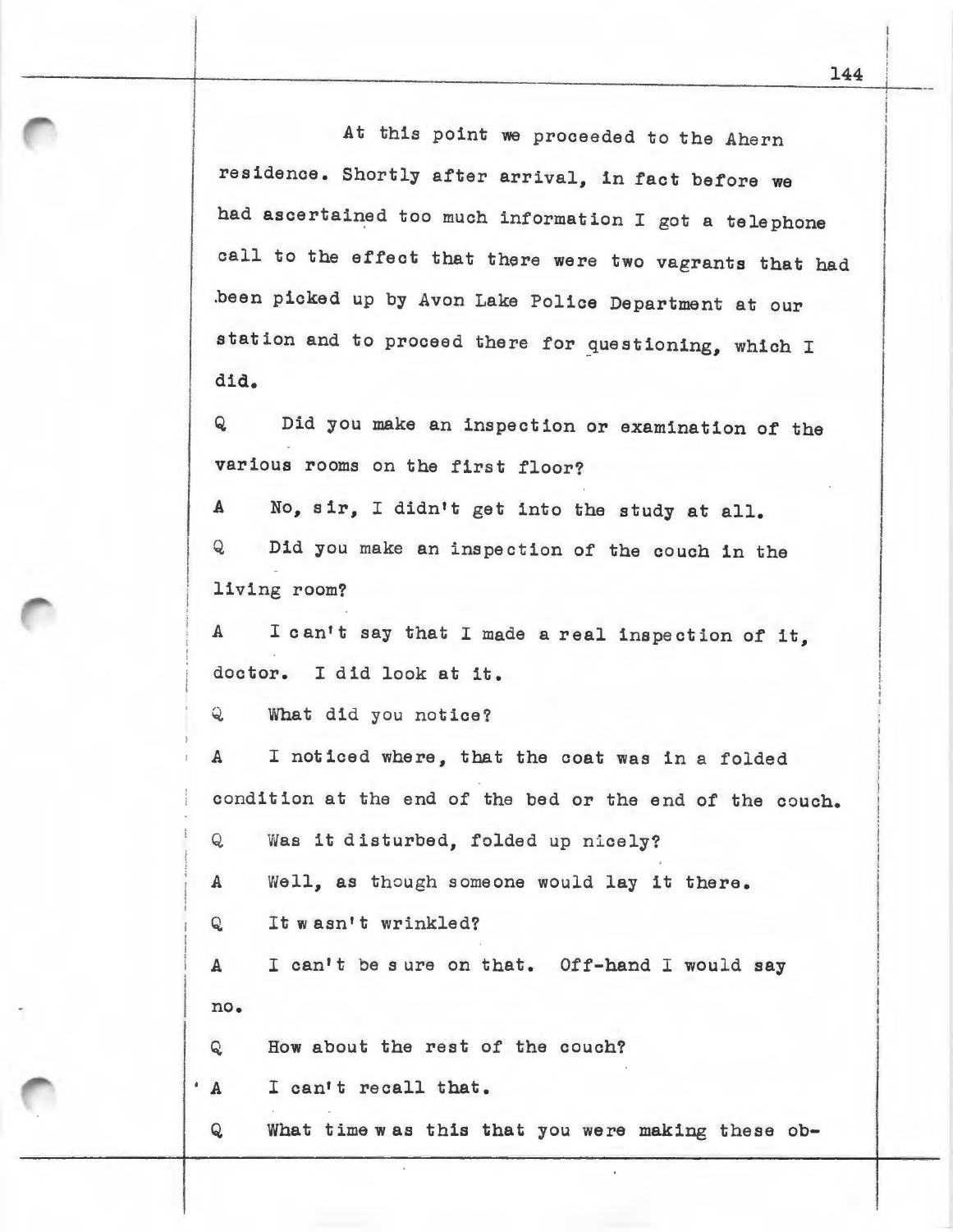At this point we proceeded to the Ahern residence. Shortly after arrival, in fact before we had ascertained too much information I got a telephone call to the effect that there were two vagrants that had been picked up by Avon Lake Police Department at our station and to proceed there for questioning, which I did.

Q Did you make an inspection or examination of the various rooms on the first floor?

A No, sir, I didn't get into the study at all.

Q Did you make an inspection of the couch in the living room?

A I can't say that I made a real inspection of it, doctor. I did look at it.

Q What did you notice?

A I noticed where, that the coat was in a folded condition at the end of the bed or the end of the couch.

Q Was it disturbed, folded up nicely?

A Well, as though someone would lay it there.

Q It wasn't wrinkled?

A I can't be sure on that. Off-hand I would say no.

Q How about the rest of the couch?

A I can't recall that.

Q What time was this that you were making these ob-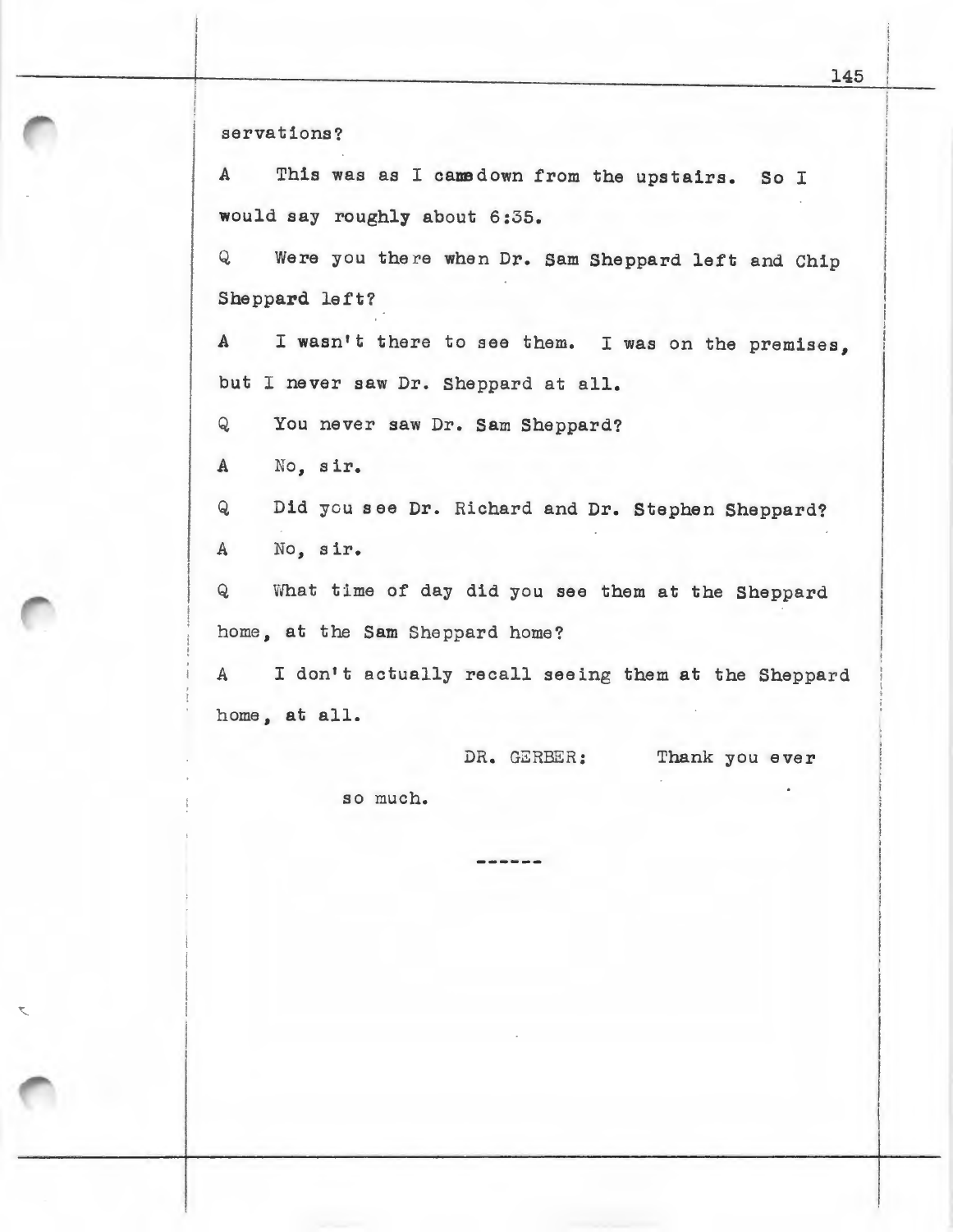servations?

A This was as I camedown from the upstairs. So I would say roughly about 6:35.

Q Were you there when Dr. Sam Sheppard left and Chip Sheppard left?

A I wasn't there to see them. I was on the premises, but I never saw Dr. Sheppard at all.

Q You never saw Dr. Sam Sheppard?

A No, sir.

Q Did you see Dr. Richard and Dr. Stephen Sheppard?

A No, sir.

Q What time of day did you see them at the Sheppard home, at the Sam Sheppard home?

A I don't actually recall seeing them at the Sheppard home, at all.

DR. GERBER: Thank you ever so much.

------